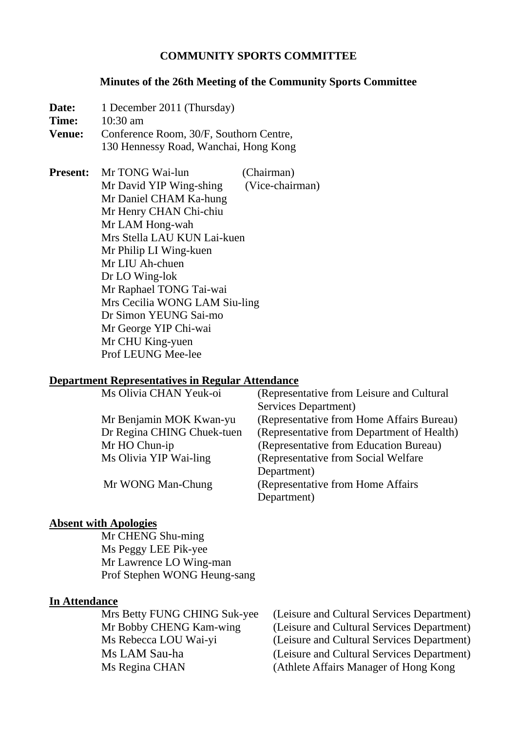# COMMUNITY SPORTS COMMITTEE

## Minutes of the 26th Meeting of the Community Sports Committee

**Date:** 1 December 2011 (Thursday)
**Time:** 10:30 am
**Venue:** Conference Room, 30/F, Southorn Centre, 130 Hennessy Road, Wanchai, Hong Kong

**Present:**

| | |
|---|---|
| Mr TONG Wai-lun | (Chairman) |
| Mr David YIP Wing-shing | (Vice-chairman) |
| Mr Daniel CHAM Ka-hung | |
| Mr Henry CHAN Chi-chiu | |
| Mr LAM Hong-wah | |
| Mrs Stella LAU KUN Lai-kuen | |
| Mr Philip LI Wing-kuen | |
| Mr LIU Ah-chuen | |
| Dr LO Wing-lok | |
| Mr Raphael TONG Tai-wai | |
| Mrs Cecilia WONG LAM Siu-ling | |
| Dr Simon YEUNG Sai-mo | |
| Mr George YIP Chi-wai | |
| Mr CHU King-yuen | |
| Prof LEUNG Mee-lee | |

**Department Representatives in Regular Attendance**

| | |
|---|---|
| Ms Olivia CHAN Yeuk-oi | (Representative from Leisure and Cultural Services Department) |
| Mr Benjamin MOK Kwan-yu | (Representative from Home Affairs Bureau) |
| Dr Regina CHING Chuek-tuen | (Representative from Department of Health) |
| Mr HO Chun-ip | (Representative from Education Bureau) |
| Ms Olivia YIP Wai-ling | (Representative from Social Welfare Department) |
| Mr WONG Man-Chung | (Representative from Home Affairs Department) |

**Absent with Apologies**

Mr CHENG Shu-ming
Ms Peggy LEE Pik-yee
Mr Lawrence LO Wing-man
Prof Stephen WONG Heung-sang

**In Attendance**

| | |
|---|---|
| Mrs Betty FUNG CHING Suk-yee | (Leisure and Cultural Services Department) |
| Mr Bobby CHENG Kam-wing | (Leisure and Cultural Services Department) |
| Ms Rebecca LOU Wai-yi | (Leisure and Cultural Services Department) |
| Ms LAM Sau-ha | (Leisure and Cultural Services Department) |
| Ms Regina CHAN | (Athlete Affairs Manager of Hong Kong |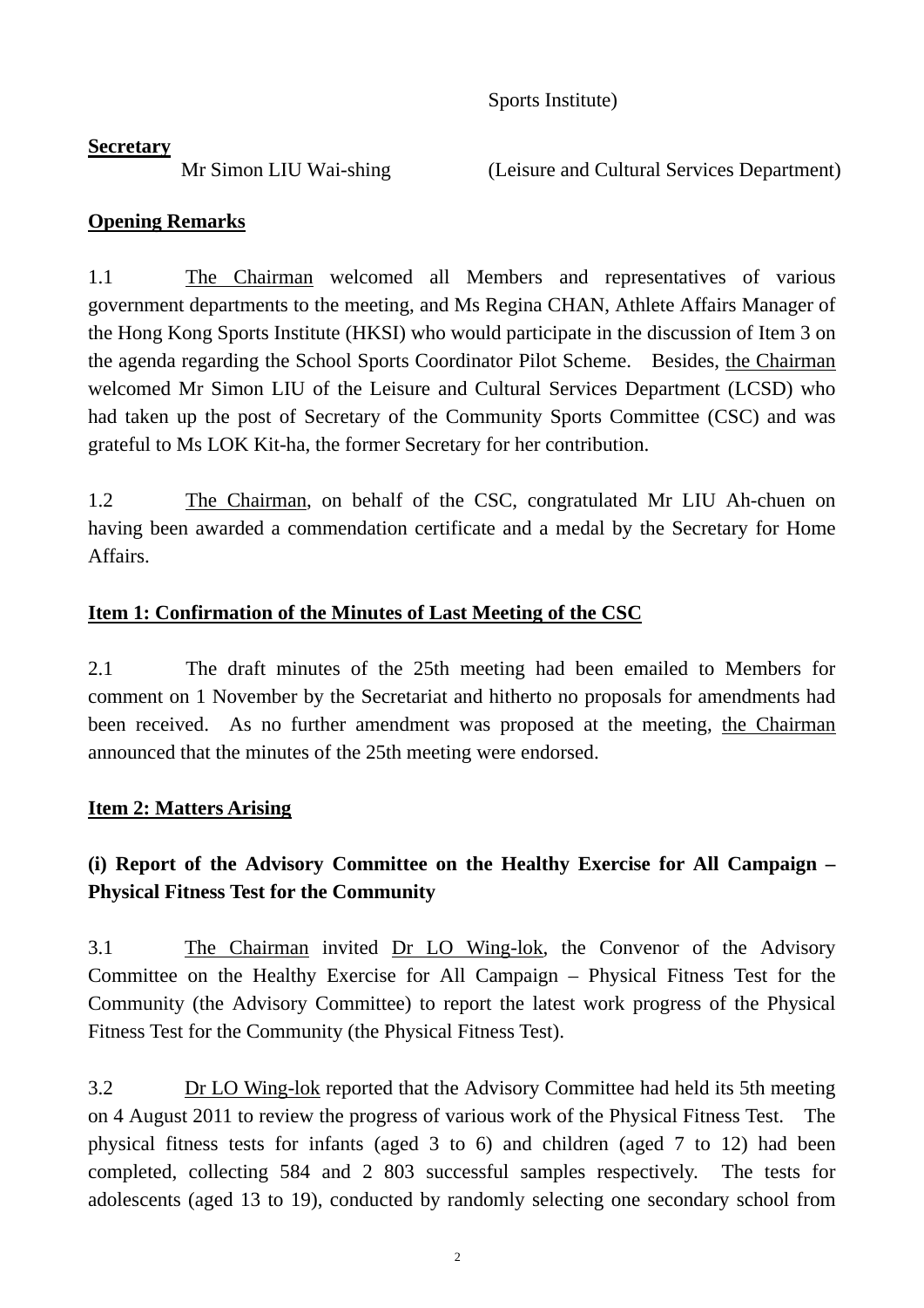Sports Institute)

**Secretary**

Mr Simon LIU Wai-shing (Leisure and Cultural Services Department)

**Opening Remarks**

1.1 The Chairman welcomed all Members and representatives of various government departments to the meeting, and Ms Regina CHAN, Athlete Affairs Manager of the Hong Kong Sports Institute (HKSI) who would participate in the discussion of Item 3 on the agenda regarding the School Sports Coordinator Pilot Scheme. Besides, the Chairman welcomed Mr Simon LIU of the Leisure and Cultural Services Department (LCSD) who had taken up the post of Secretary of the Community Sports Committee (CSC) and was grateful to Ms LOK Kit-ha, the former Secretary for her contribution.

1.2 The Chairman, on behalf of the CSC, congratulated Mr LIU Ah-chuen on having been awarded a commendation certificate and a medal by the Secretary for Home Affairs.

**Item 1: Confirmation of the Minutes of Last Meeting of the CSC**

2.1 The draft minutes of the 25th meeting had been emailed to Members for comment on 1 November by the Secretariat and hitherto no proposals for amendments had been received. As no further amendment was proposed at the meeting, the Chairman announced that the minutes of the 25th meeting were endorsed.

**Item 2: Matters Arising**

**(i) Report of the Advisory Committee on the Healthy Exercise for All Campaign – Physical Fitness Test for the Community**

3.1 The Chairman invited Dr LO Wing-lok, the Convenor of the Advisory Committee on the Healthy Exercise for All Campaign – Physical Fitness Test for the Community (the Advisory Committee) to report the latest work progress of the Physical Fitness Test for the Community (the Physical Fitness Test).

3.2 Dr LO Wing-lok reported that the Advisory Committee had held its 5th meeting on 4 August 2011 to review the progress of various work of the Physical Fitness Test. The physical fitness tests for infants (aged 3 to 6) and children (aged 7 to 12) had been completed, collecting 584 and 2 803 successful samples respectively. The tests for adolescents (aged 13 to 19), conducted by randomly selecting one secondary school from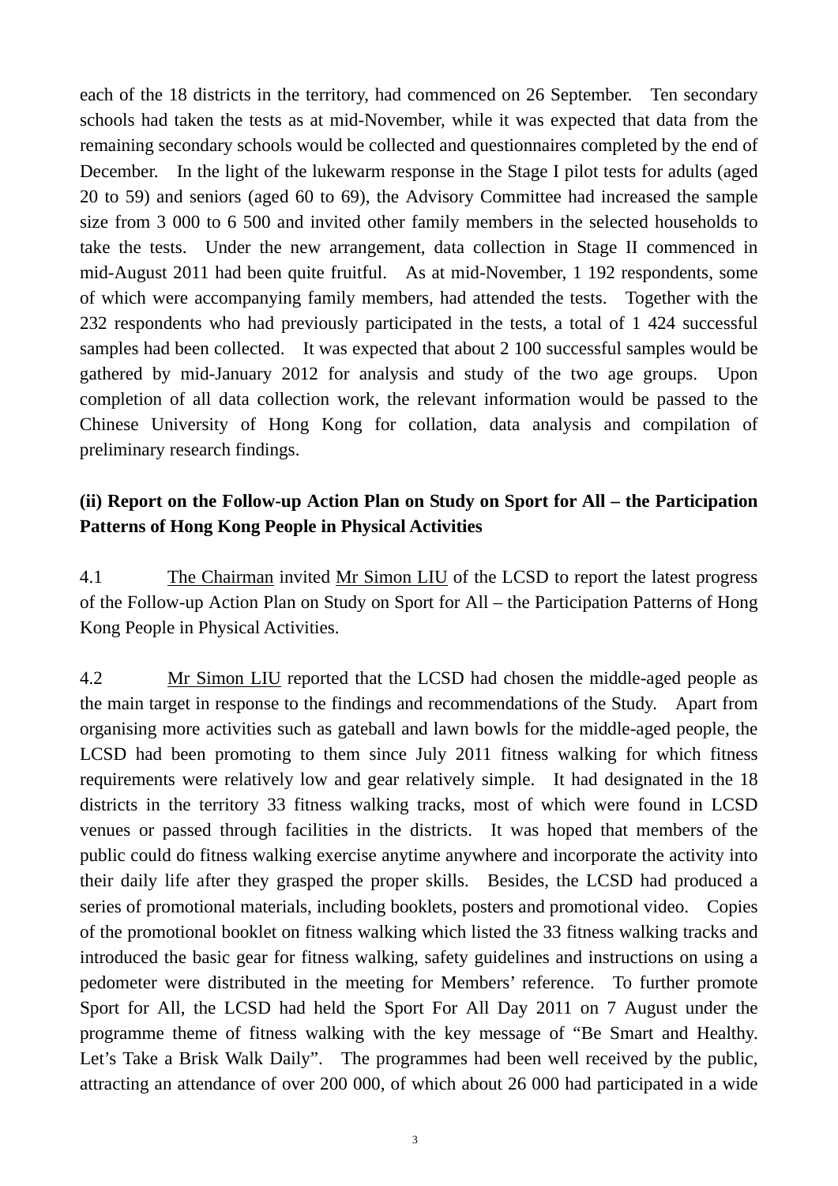each of the 18 districts in the territory, had commenced on 26 September. Ten secondary schools had taken the tests as at mid-November, while it was expected that data from the remaining secondary schools would be collected and questionnaires completed by the end of December. In the light of the lukewarm response in the Stage I pilot tests for adults (aged 20 to 59) and seniors (aged 60 to 69), the Advisory Committee had increased the sample size from 3 000 to 6 500 and invited other family members in the selected households to take the tests. Under the new arrangement, data collection in Stage II commenced in mid-August 2011 had been quite fruitful. As at mid-November, 1 192 respondents, some of which were accompanying family members, had attended the tests. Together with the 232 respondents who had previously participated in the tests, a total of 1 424 successful samples had been collected. It was expected that about 2 100 successful samples would be gathered by mid-January 2012 for analysis and study of the two age groups. Upon completion of all data collection work, the relevant information would be passed to the Chinese University of Hong Kong for collation, data analysis and compilation of preliminary research findings.

**(ii) Report on the Follow-up Action Plan on Study on Sport for All – the Participation Patterns of Hong Kong People in Physical Activities**

4.1 The Chairman invited Mr Simon LIU of the LCSD to report the latest progress of the Follow-up Action Plan on Study on Sport for All – the Participation Patterns of Hong Kong People in Physical Activities.

4.2 Mr Simon LIU reported that the LCSD had chosen the middle-aged people as the main target in response to the findings and recommendations of the Study. Apart from organising more activities such as gateball and lawn bowls for the middle-aged people, the LCSD had been promoting to them since July 2011 fitness walking for which fitness requirements were relatively low and gear relatively simple. It had designated in the 18 districts in the territory 33 fitness walking tracks, most of which were found in LCSD venues or passed through facilities in the districts. It was hoped that members of the public could do fitness walking exercise anytime anywhere and incorporate the activity into their daily life after they grasped the proper skills. Besides, the LCSD had produced a series of promotional materials, including booklets, posters and promotional video. Copies of the promotional booklet on fitness walking which listed the 33 fitness walking tracks and introduced the basic gear for fitness walking, safety guidelines and instructions on using a pedometer were distributed in the meeting for Members' reference. To further promote Sport for All, the LCSD had held the Sport For All Day 2011 on 7 August under the programme theme of fitness walking with the key message of "Be Smart and Healthy. Let's Take a Brisk Walk Daily". The programmes had been well received by the public, attracting an attendance of over 200 000, of which about 26 000 had participated in a wide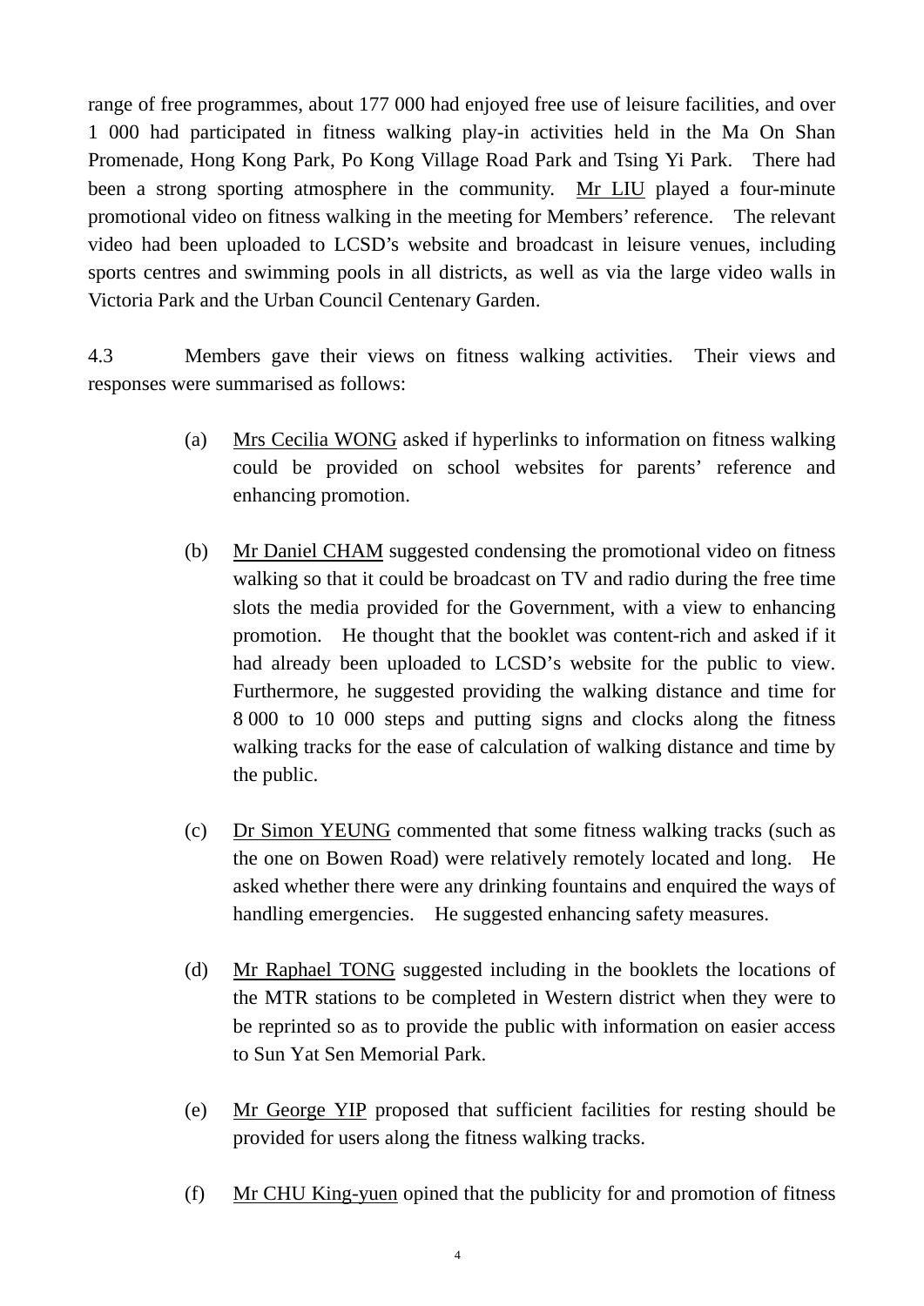range of free programmes, about 177 000 had enjoyed free use of leisure facilities, and over 1 000 had participated in fitness walking play-in activities held in the Ma On Shan Promenade, Hong Kong Park, Po Kong Village Road Park and Tsing Yi Park. There had been a strong sporting atmosphere in the community. Mr LIU played a four-minute promotional video on fitness walking in the meeting for Members' reference. The relevant video had been uploaded to LCSD's website and broadcast in leisure venues, including sports centres and swimming pools in all districts, as well as via the large video walls in Victoria Park and the Urban Council Centenary Garden.

4.3 Members gave their views on fitness walking activities. Their views and responses were summarised as follows:

(a) Mrs Cecilia WONG asked if hyperlinks to information on fitness walking could be provided on school websites for parents' reference and enhancing promotion.

(b) Mr Daniel CHAM suggested condensing the promotional video on fitness walking so that it could be broadcast on TV and radio during the free time slots the media provided for the Government, with a view to enhancing promotion. He thought that the booklet was content-rich and asked if it had already been uploaded to LCSD's website for the public to view. Furthermore, he suggested providing the walking distance and time for 8 000 to 10 000 steps and putting signs and clocks along the fitness walking tracks for the ease of calculation of walking distance and time by the public.

(c) Dr Simon YEUNG commented that some fitness walking tracks (such as the one on Bowen Road) were relatively remotely located and long. He asked whether there were any drinking fountains and enquired the ways of handling emergencies. He suggested enhancing safety measures.

(d) Mr Raphael TONG suggested including in the booklets the locations of the MTR stations to be completed in Western district when they were to be reprinted so as to provide the public with information on easier access to Sun Yat Sen Memorial Park.

(e) Mr George YIP proposed that sufficient facilities for resting should be provided for users along the fitness walking tracks.

(f) Mr CHU King-yuen opined that the publicity for and promotion of fitness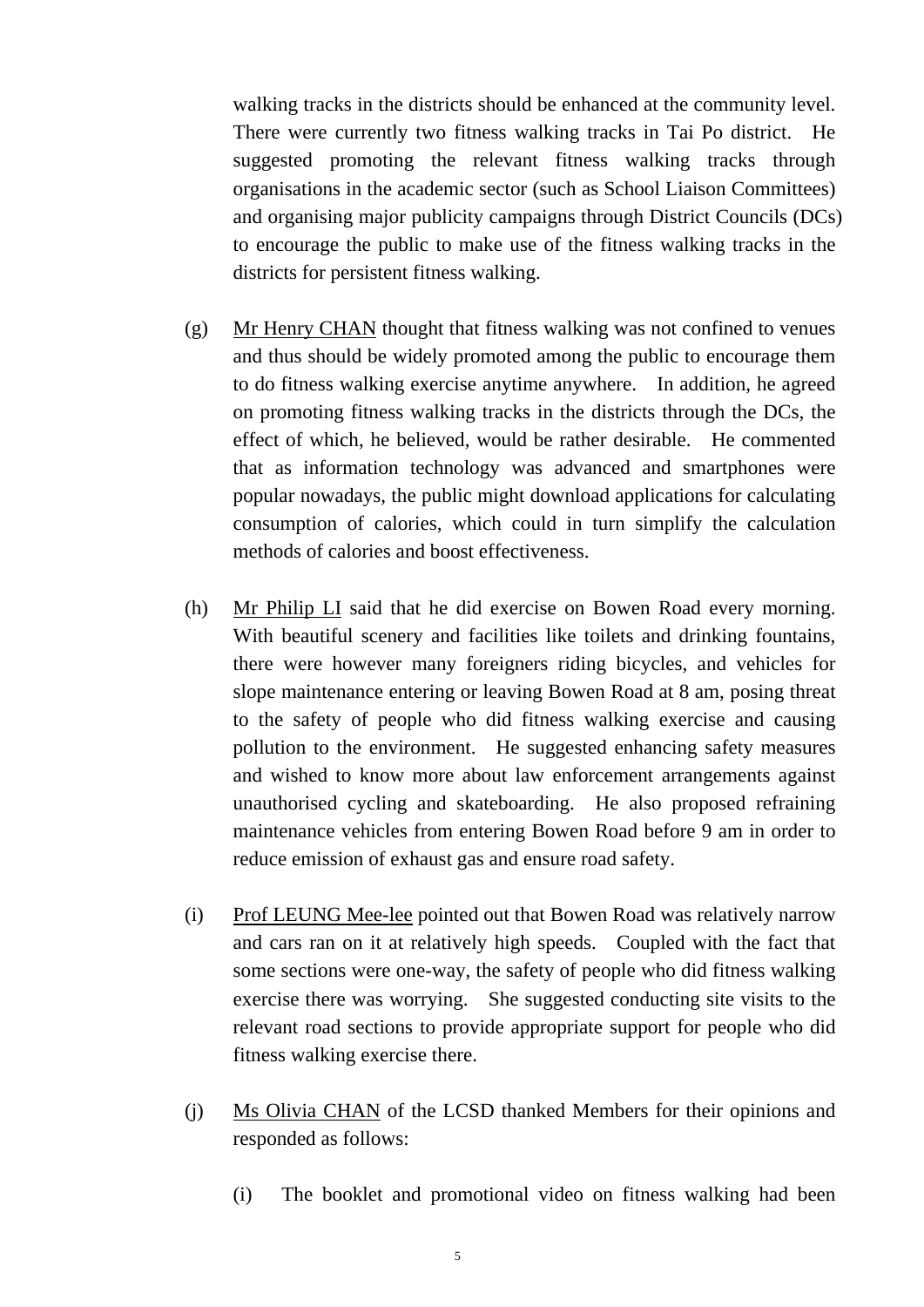walking tracks in the districts should be enhanced at the community level. There were currently two fitness walking tracks in Tai Po district. He suggested promoting the relevant fitness walking tracks through organisations in the academic sector (such as School Liaison Committees) and organising major publicity campaigns through District Councils (DCs) to encourage the public to make use of the fitness walking tracks in the districts for persistent fitness walking.

(g) Mr Henry CHAN thought that fitness walking was not confined to venues and thus should be widely promoted among the public to encourage them to do fitness walking exercise anytime anywhere. In addition, he agreed on promoting fitness walking tracks in the districts through the DCs, the effect of which, he believed, would be rather desirable. He commented that as information technology was advanced and smartphones were popular nowadays, the public might download applications for calculating consumption of calories, which could in turn simplify the calculation methods of calories and boost effectiveness.

(h) Mr Philip LI said that he did exercise on Bowen Road every morning. With beautiful scenery and facilities like toilets and drinking fountains, there were however many foreigners riding bicycles, and vehicles for slope maintenance entering or leaving Bowen Road at 8 am, posing threat to the safety of people who did fitness walking exercise and causing pollution to the environment. He suggested enhancing safety measures and wished to know more about law enforcement arrangements against unauthorised cycling and skateboarding. He also proposed refraining maintenance vehicles from entering Bowen Road before 9 am in order to reduce emission of exhaust gas and ensure road safety.

(i) Prof LEUNG Mee-lee pointed out that Bowen Road was relatively narrow and cars ran on it at relatively high speeds. Coupled with the fact that some sections were one-way, the safety of people who did fitness walking exercise there was worrying. She suggested conducting site visits to the relevant road sections to provide appropriate support for people who did fitness walking exercise there.

(j) Ms Olivia CHAN of the LCSD thanked Members for their opinions and responded as follows:

   (i) The booklet and promotional video on fitness walking had been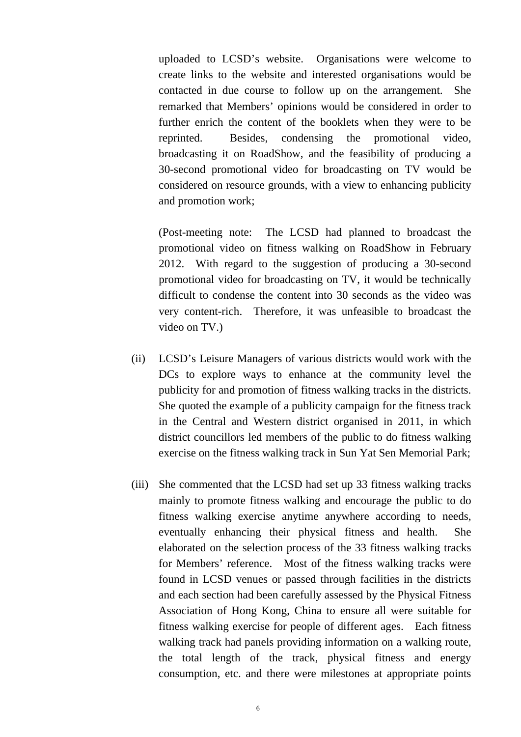uploaded to LCSD's website. Organisations were welcome to create links to the website and interested organisations would be contacted in due course to follow up on the arrangement. She remarked that Members' opinions would be considered in order to further enrich the content of the booklets when they were to be reprinted. Besides, condensing the promotional video, broadcasting it on RoadShow, and the feasibility of producing a 30-second promotional video for broadcasting on TV would be considered on resource grounds, with a view to enhancing publicity and promotion work;

(Post-meeting note: The LCSD had planned to broadcast the promotional video on fitness walking on RoadShow in February 2012. With regard to the suggestion of producing a 30-second promotional video for broadcasting on TV, it would be technically difficult to condense the content into 30 seconds as the video was very content-rich. Therefore, it was unfeasible to broadcast the video on TV.)

(ii) LCSD's Leisure Managers of various districts would work with the DCs to explore ways to enhance at the community level the publicity for and promotion of fitness walking tracks in the districts. She quoted the example of a publicity campaign for the fitness track in the Central and Western district organised in 2011, in which district councillors led members of the public to do fitness walking exercise on the fitness walking track in Sun Yat Sen Memorial Park;

(iii) She commented that the LCSD had set up 33 fitness walking tracks mainly to promote fitness walking and encourage the public to do fitness walking exercise anytime anywhere according to needs, eventually enhancing their physical fitness and health. She elaborated on the selection process of the 33 fitness walking tracks for Members' reference. Most of the fitness walking tracks were found in LCSD venues or passed through facilities in the districts and each section had been carefully assessed by the Physical Fitness Association of Hong Kong, China to ensure all were suitable for fitness walking exercise for people of different ages. Each fitness walking track had panels providing information on a walking route, the total length of the track, physical fitness and energy consumption, etc. and there were milestones at appropriate points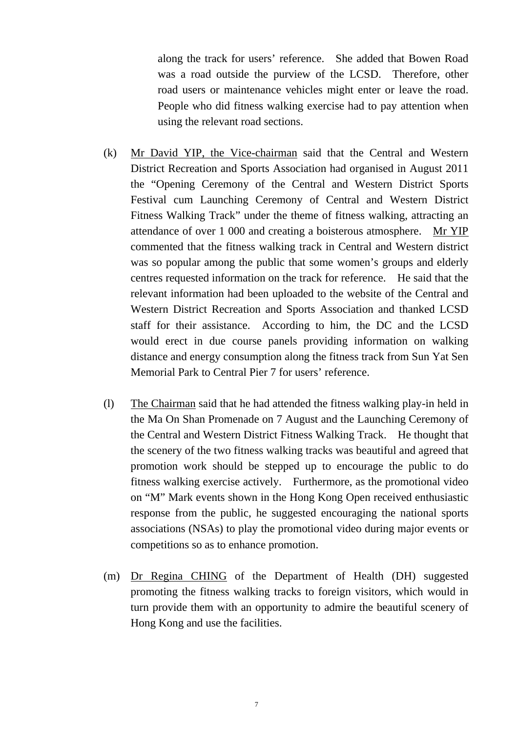along the track for users' reference. She added that Bowen Road was a road outside the purview of the LCSD. Therefore, other road users or maintenance vehicles might enter or leave the road. People who did fitness walking exercise had to pay attention when using the relevant road sections.

(k) Mr David YIP, the Vice-chairman said that the Central and Western District Recreation and Sports Association had organised in August 2011 the "Opening Ceremony of the Central and Western District Sports Festival cum Launching Ceremony of Central and Western District Fitness Walking Track" under the theme of fitness walking, attracting an attendance of over 1 000 and creating a boisterous atmosphere. Mr YIP commented that the fitness walking track in Central and Western district was so popular among the public that some women's groups and elderly centres requested information on the track for reference. He said that the relevant information had been uploaded to the website of the Central and Western District Recreation and Sports Association and thanked LCSD staff for their assistance. According to him, the DC and the LCSD would erect in due course panels providing information on walking distance and energy consumption along the fitness track from Sun Yat Sen Memorial Park to Central Pier 7 for users' reference.

(l) The Chairman said that he had attended the fitness walking play-in held in the Ma On Shan Promenade on 7 August and the Launching Ceremony of the Central and Western District Fitness Walking Track. He thought that the scenery of the two fitness walking tracks was beautiful and agreed that promotion work should be stepped up to encourage the public to do fitness walking exercise actively. Furthermore, as the promotional video on "M" Mark events shown in the Hong Kong Open received enthusiastic response from the public, he suggested encouraging the national sports associations (NSAs) to play the promotional video during major events or competitions so as to enhance promotion.

(m) Dr Regina CHING of the Department of Health (DH) suggested promoting the fitness walking tracks to foreign visitors, which would in turn provide them with an opportunity to admire the beautiful scenery of Hong Kong and use the facilities.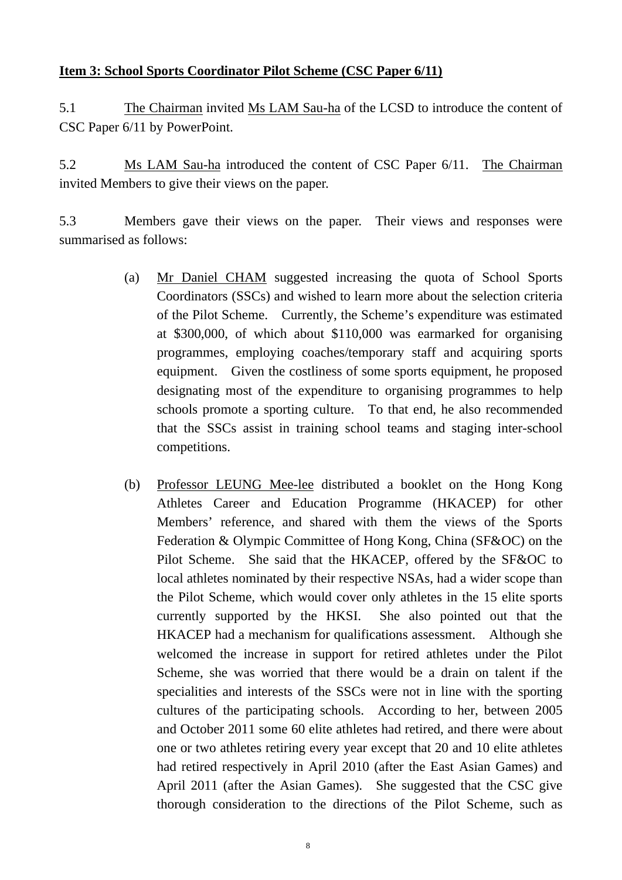**Item 3: School Sports Coordinator Pilot Scheme (CSC Paper 6/11)**

5.1 The Chairman invited Ms LAM Sau-ha of the LCSD to introduce the content of CSC Paper 6/11 by PowerPoint.

5.2 Ms LAM Sau-ha introduced the content of CSC Paper 6/11. The Chairman invited Members to give their views on the paper.

5.3 Members gave their views on the paper. Their views and responses were summarised as follows:

(a) Mr Daniel CHAM suggested increasing the quota of School Sports Coordinators (SSCs) and wished to learn more about the selection criteria of the Pilot Scheme. Currently, the Scheme's expenditure was estimated at $300,000, of which about $110,000 was earmarked for organising programmes, employing coaches/temporary staff and acquiring sports equipment. Given the costliness of some sports equipment, he proposed designating most of the expenditure to organising programmes to help schools promote a sporting culture. To that end, he also recommended that the SSCs assist in training school teams and staging inter-school competitions.

(b) Professor LEUNG Mee-lee distributed a booklet on the Hong Kong Athletes Career and Education Programme (HKACEP) for other Members' reference, and shared with them the views of the Sports Federation & Olympic Committee of Hong Kong, China (SF&OC) on the Pilot Scheme. She said that the HKACEP, offered by the SF&OC to local athletes nominated by their respective NSAs, had a wider scope than the Pilot Scheme, which would cover only athletes in the 15 elite sports currently supported by the HKSI. She also pointed out that the HKACEP had a mechanism for qualifications assessment. Although she welcomed the increase in support for retired athletes under the Pilot Scheme, she was worried that there would be a drain on talent if the specialities and interests of the SSCs were not in line with the sporting cultures of the participating schools. According to her, between 2005 and October 2011 some 60 elite athletes had retired, and there were about one or two athletes retiring every year except that 20 and 10 elite athletes had retired respectively in April 2010 (after the East Asian Games) and April 2011 (after the Asian Games). She suggested that the CSC give thorough consideration to the directions of the Pilot Scheme, such as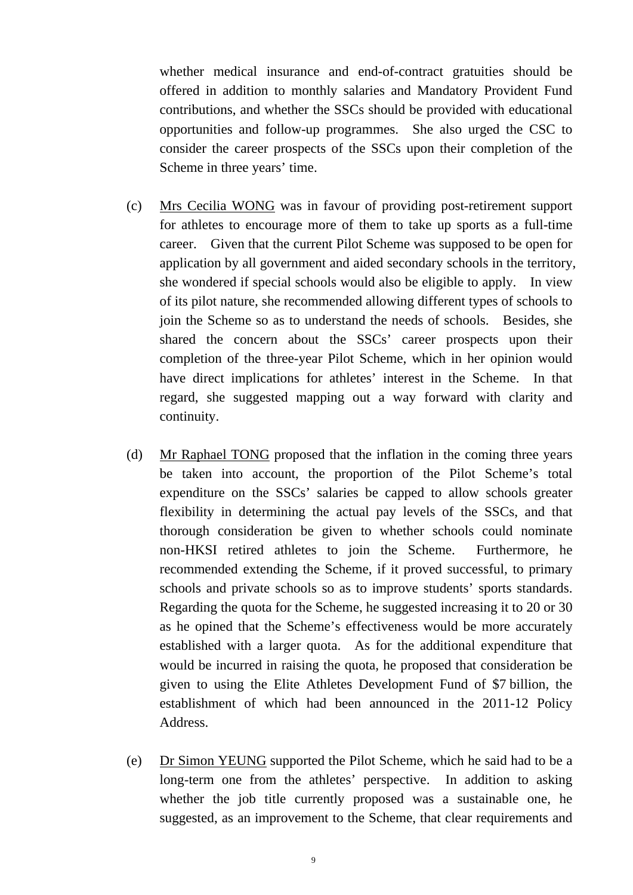whether medical insurance and end-of-contract gratuities should be offered in addition to monthly salaries and Mandatory Provident Fund contributions, and whether the SSCs should be provided with educational opportunities and follow-up programmes. She also urged the CSC to consider the career prospects of the SSCs upon their completion of the Scheme in three years' time.

(c) Mrs Cecilia WONG was in favour of providing post-retirement support for athletes to encourage more of them to take up sports as a full-time career. Given that the current Pilot Scheme was supposed to be open for application by all government and aided secondary schools in the territory, she wondered if special schools would also be eligible to apply. In view of its pilot nature, she recommended allowing different types of schools to join the Scheme so as to understand the needs of schools. Besides, she shared the concern about the SSCs' career prospects upon their completion of the three-year Pilot Scheme, which in her opinion would have direct implications for athletes' interest in the Scheme. In that regard, she suggested mapping out a way forward with clarity and continuity.

(d) Mr Raphael TONG proposed that the inflation in the coming three years be taken into account, the proportion of the Pilot Scheme's total expenditure on the SSCs' salaries be capped to allow schools greater flexibility in determining the actual pay levels of the SSCs, and that thorough consideration be given to whether schools could nominate non-HKSI retired athletes to join the Scheme. Furthermore, he recommended extending the Scheme, if it proved successful, to primary schools and private schools so as to improve students' sports standards. Regarding the quota for the Scheme, he suggested increasing it to 20 or 30 as he opined that the Scheme's effectiveness would be more accurately established with a larger quota. As for the additional expenditure that would be incurred in raising the quota, he proposed that consideration be given to using the Elite Athletes Development Fund of $7 billion, the establishment of which had been announced in the 2011-12 Policy Address.

(e) Dr Simon YEUNG supported the Pilot Scheme, which he said had to be a long-term one from the athletes' perspective. In addition to asking whether the job title currently proposed was a sustainable one, he suggested, as an improvement to the Scheme, that clear requirements and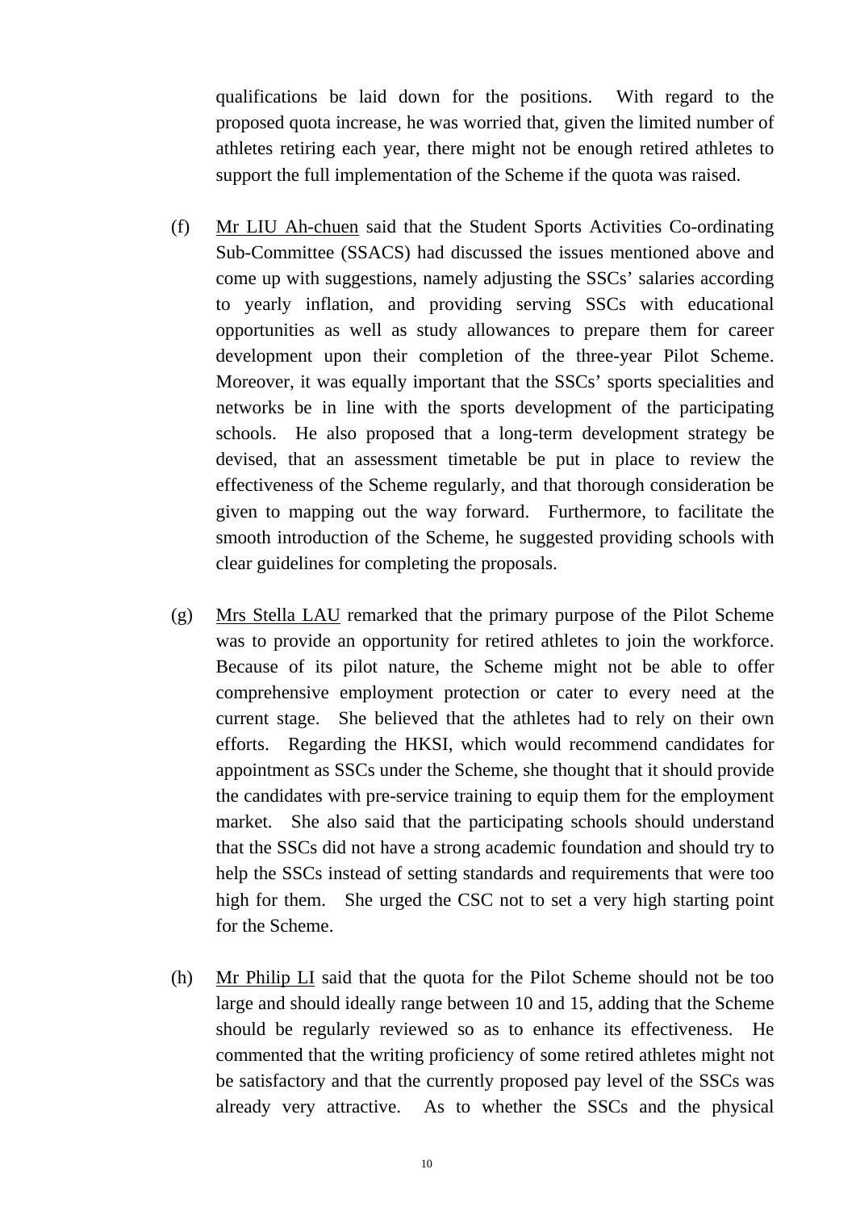qualifications be laid down for the positions. With regard to the proposed quota increase, he was worried that, given the limited number of athletes retiring each year, there might not be enough retired athletes to support the full implementation of the Scheme if the quota was raised.

(f) Mr LIU Ah-chuen said that the Student Sports Activities Co-ordinating Sub-Committee (SSACS) had discussed the issues mentioned above and come up with suggestions, namely adjusting the SSCs' salaries according to yearly inflation, and providing serving SSCs with educational opportunities as well as study allowances to prepare them for career development upon their completion of the three-year Pilot Scheme. Moreover, it was equally important that the SSCs' sports specialities and networks be in line with the sports development of the participating schools. He also proposed that a long-term development strategy be devised, that an assessment timetable be put in place to review the effectiveness of the Scheme regularly, and that thorough consideration be given to mapping out the way forward. Furthermore, to facilitate the smooth introduction of the Scheme, he suggested providing schools with clear guidelines for completing the proposals.

(g) Mrs Stella LAU remarked that the primary purpose of the Pilot Scheme was to provide an opportunity for retired athletes to join the workforce. Because of its pilot nature, the Scheme might not be able to offer comprehensive employment protection or cater to every need at the current stage. She believed that the athletes had to rely on their own efforts. Regarding the HKSI, which would recommend candidates for appointment as SSCs under the Scheme, she thought that it should provide the candidates with pre-service training to equip them for the employment market. She also said that the participating schools should understand that the SSCs did not have a strong academic foundation and should try to help the SSCs instead of setting standards and requirements that were too high for them. She urged the CSC not to set a very high starting point for the Scheme.

(h) Mr Philip LI said that the quota for the Pilot Scheme should not be too large and should ideally range between 10 and 15, adding that the Scheme should be regularly reviewed so as to enhance its effectiveness. He commented that the writing proficiency of some retired athletes might not be satisfactory and that the currently proposed pay level of the SSCs was already very attractive. As to whether the SSCs and the physical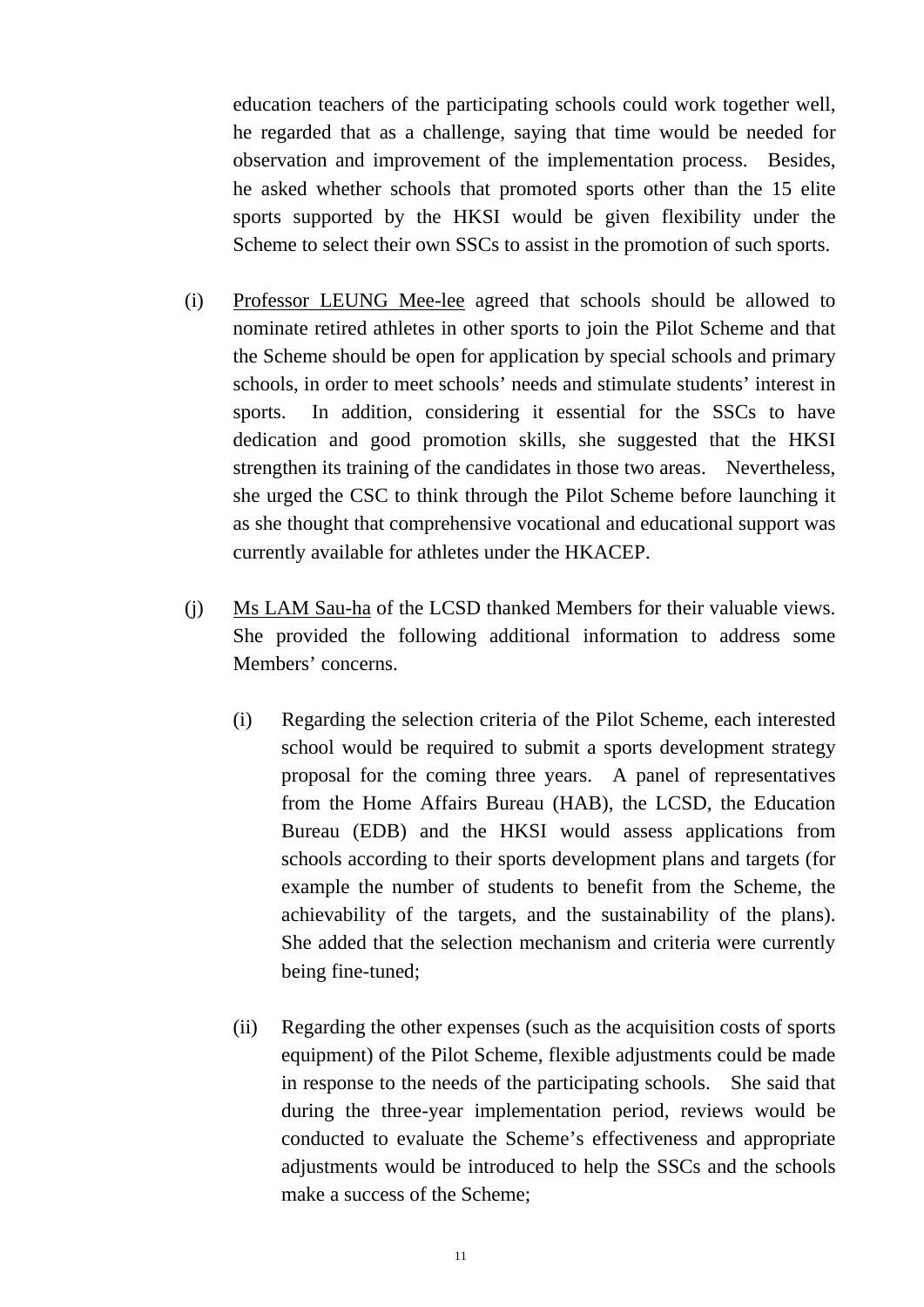education teachers of the participating schools could work together well, he regarded that as a challenge, saying that time would be needed for observation and improvement of the implementation process. Besides, he asked whether schools that promoted sports other than the 15 elite sports supported by the HKSI would be given flexibility under the Scheme to select their own SSCs to assist in the promotion of such sports.

(i) Professor LEUNG Mee-lee agreed that schools should be allowed to nominate retired athletes in other sports to join the Pilot Scheme and that the Scheme should be open for application by special schools and primary schools, in order to meet schools' needs and stimulate students' interest in sports. In addition, considering it essential for the SSCs to have dedication and good promotion skills, she suggested that the HKSI strengthen its training of the candidates in those two areas. Nevertheless, she urged the CSC to think through the Pilot Scheme before launching it as she thought that comprehensive vocational and educational support was currently available for athletes under the HKACEP.

(j) Ms LAM Sau-ha of the LCSD thanked Members for their valuable views. She provided the following additional information to address some Members' concerns.

(i) Regarding the selection criteria of the Pilot Scheme, each interested school would be required to submit a sports development strategy proposal for the coming three years. A panel of representatives from the Home Affairs Bureau (HAB), the LCSD, the Education Bureau (EDB) and the HKSI would assess applications from schools according to their sports development plans and targets (for example the number of students to benefit from the Scheme, the achievability of the targets, and the sustainability of the plans). She added that the selection mechanism and criteria were currently being fine-tuned;

(ii) Regarding the other expenses (such as the acquisition costs of sports equipment) of the Pilot Scheme, flexible adjustments could be made in response to the needs of the participating schools. She said that during the three-year implementation period, reviews would be conducted to evaluate the Scheme's effectiveness and appropriate adjustments would be introduced to help the SSCs and the schools make a success of the Scheme;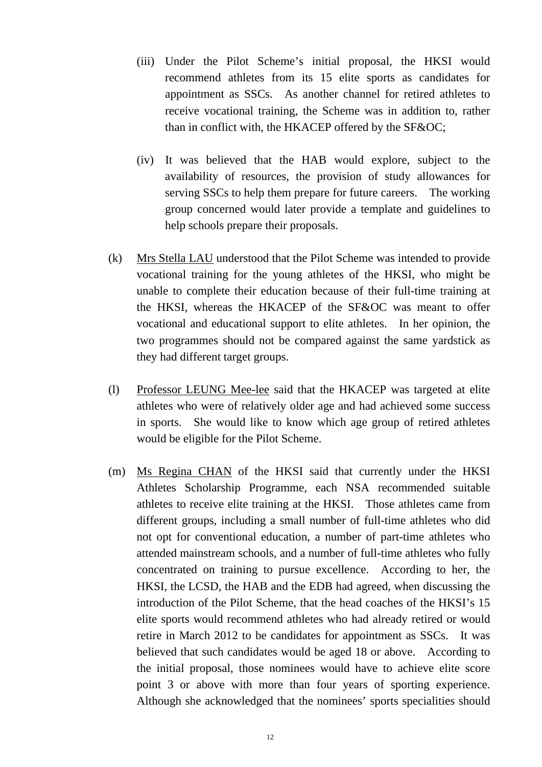(iii) Under the Pilot Scheme's initial proposal, the HKSI would recommend athletes from its 15 elite sports as candidates for appointment as SSCs. As another channel for retired athletes to receive vocational training, the Scheme was in addition to, rather than in conflict with, the HKACEP offered by the SF&OC;

(iv) It was believed that the HAB would explore, subject to the availability of resources, the provision of study allowances for serving SSCs to help them prepare for future careers. The working group concerned would later provide a template and guidelines to help schools prepare their proposals.

(k) Mrs Stella LAU understood that the Pilot Scheme was intended to provide vocational training for the young athletes of the HKSI, who might be unable to complete their education because of their full-time training at the HKSI, whereas the HKACEP of the SF&OC was meant to offer vocational and educational support to elite athletes. In her opinion, the two programmes should not be compared against the same yardstick as they had different target groups.

(l) Professor LEUNG Mee-lee said that the HKACEP was targeted at elite athletes who were of relatively older age and had achieved some success in sports. She would like to know which age group of retired athletes would be eligible for the Pilot Scheme.

(m) Ms Regina CHAN of the HKSI said that currently under the HKSI Athletes Scholarship Programme, each NSA recommended suitable athletes to receive elite training at the HKSI. Those athletes came from different groups, including a small number of full-time athletes who did not opt for conventional education, a number of part-time athletes who attended mainstream schools, and a number of full-time athletes who fully concentrated on training to pursue excellence. According to her, the HKSI, the LCSD, the HAB and the EDB had agreed, when discussing the introduction of the Pilot Scheme, that the head coaches of the HKSI's 15 elite sports would recommend athletes who had already retired or would retire in March 2012 to be candidates for appointment as SSCs. It was believed that such candidates would be aged 18 or above. According to the initial proposal, those nominees would have to achieve elite score point 3 or above with more than four years of sporting experience. Although she acknowledged that the nominees' sports specialities should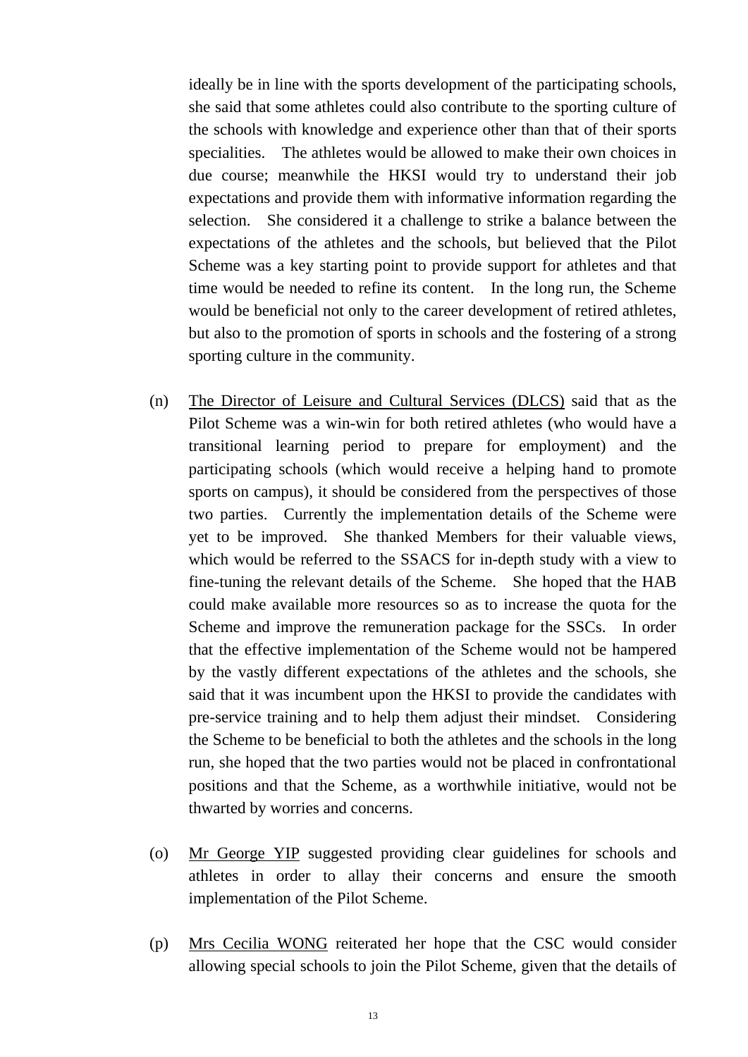ideally be in line with the sports development of the participating schools, she said that some athletes could also contribute to the sporting culture of the schools with knowledge and experience other than that of their sports specialities. The athletes would be allowed to make their own choices in due course; meanwhile the HKSI would try to understand their job expectations and provide them with informative information regarding the selection. She considered it a challenge to strike a balance between the expectations of the athletes and the schools, but believed that the Pilot Scheme was a key starting point to provide support for athletes and that time would be needed to refine its content. In the long run, the Scheme would be beneficial not only to the career development of retired athletes, but also to the promotion of sports in schools and the fostering of a strong sporting culture in the community.

(n) The Director of Leisure and Cultural Services (DLCS) said that as the Pilot Scheme was a win-win for both retired athletes (who would have a transitional learning period to prepare for employment) and the participating schools (which would receive a helping hand to promote sports on campus), it should be considered from the perspectives of those two parties. Currently the implementation details of the Scheme were yet to be improved. She thanked Members for their valuable views, which would be referred to the SSACS for in-depth study with a view to fine-tuning the relevant details of the Scheme. She hoped that the HAB could make available more resources so as to increase the quota for the Scheme and improve the remuneration package for the SSCs. In order that the effective implementation of the Scheme would not be hampered by the vastly different expectations of the athletes and the schools, she said that it was incumbent upon the HKSI to provide the candidates with pre-service training and to help them adjust their mindset. Considering the Scheme to be beneficial to both the athletes and the schools in the long run, she hoped that the two parties would not be placed in confrontational positions and that the Scheme, as a worthwhile initiative, would not be thwarted by worries and concerns.

(o) Mr George YIP suggested providing clear guidelines for schools and athletes in order to allay their concerns and ensure the smooth implementation of the Pilot Scheme.

(p) Mrs Cecilia WONG reiterated her hope that the CSC would consider allowing special schools to join the Pilot Scheme, given that the details of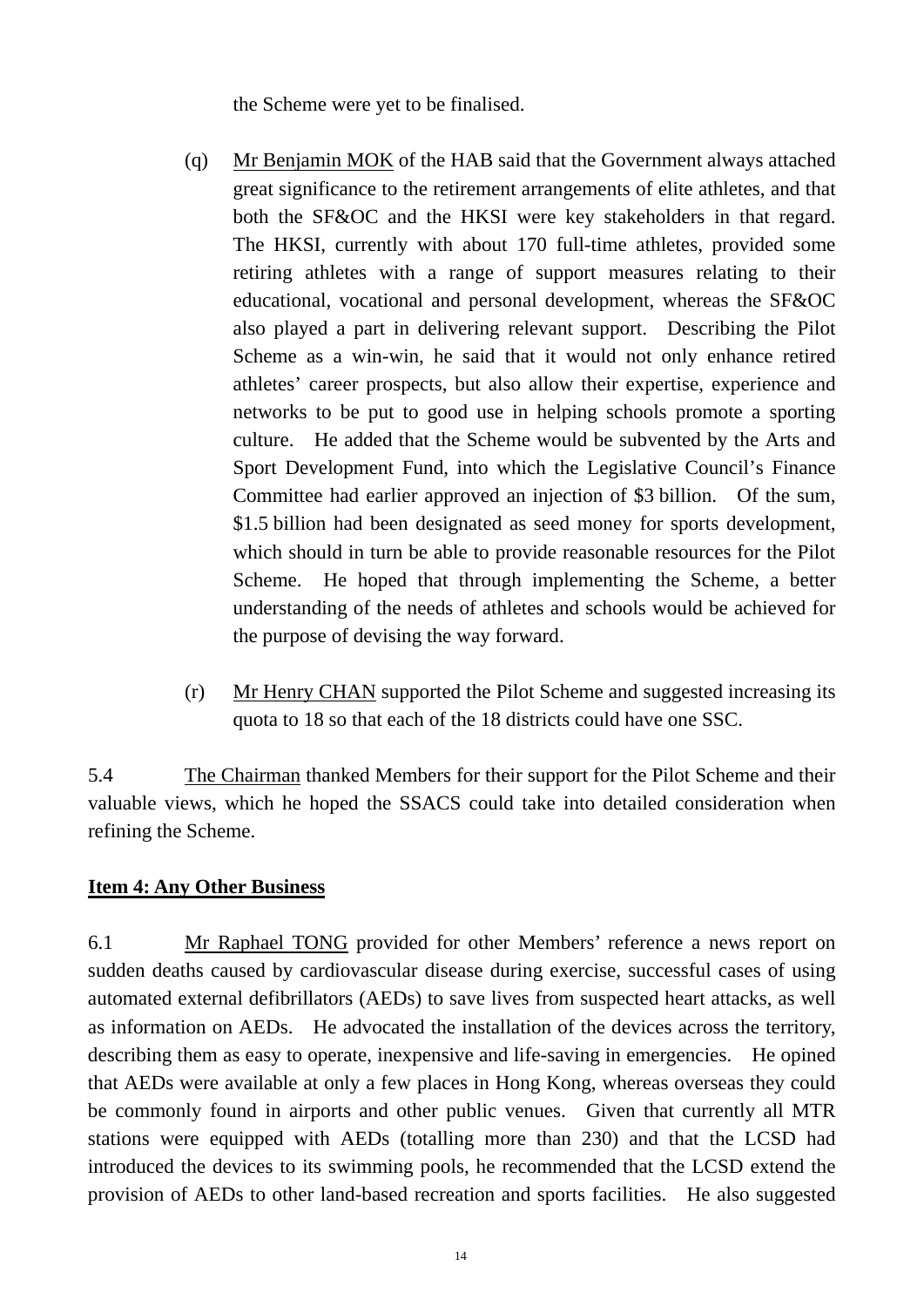the Scheme were yet to be finalised.

(q) Mr Benjamin MOK of the HAB said that the Government always attached great significance to the retirement arrangements of elite athletes, and that both the SF&OC and the HKSI were key stakeholders in that regard. The HKSI, currently with about 170 full-time athletes, provided some retiring athletes with a range of support measures relating to their educational, vocational and personal development, whereas the SF&OC also played a part in delivering relevant support. Describing the Pilot Scheme as a win-win, he said that it would not only enhance retired athletes' career prospects, but also allow their expertise, experience and networks to be put to good use in helping schools promote a sporting culture. He added that the Scheme would be subvented by the Arts and Sport Development Fund, into which the Legislative Council's Finance Committee had earlier approved an injection of $3 billion. Of the sum, $1.5 billion had been designated as seed money for sports development, which should in turn be able to provide reasonable resources for the Pilot Scheme. He hoped that through implementing the Scheme, a better understanding of the needs of athletes and schools would be achieved for the purpose of devising the way forward.

(r) Mr Henry CHAN supported the Pilot Scheme and suggested increasing its quota to 18 so that each of the 18 districts could have one SSC.

5.4 The Chairman thanked Members for their support for the Pilot Scheme and their valuable views, which he hoped the SSACS could take into detailed consideration when refining the Scheme.

**Item 4: Any Other Business**

6.1 Mr Raphael TONG provided for other Members' reference a news report on sudden deaths caused by cardiovascular disease during exercise, successful cases of using automated external defibrillators (AEDs) to save lives from suspected heart attacks, as well as information on AEDs. He advocated the installation of the devices across the territory, describing them as easy to operate, inexpensive and life-saving in emergencies. He opined that AEDs were available at only a few places in Hong Kong, whereas overseas they could be commonly found in airports and other public venues. Given that currently all MTR stations were equipped with AEDs (totalling more than 230) and that the LCSD had introduced the devices to its swimming pools, he recommended that the LCSD extend the provision of AEDs to other land-based recreation and sports facilities. He also suggested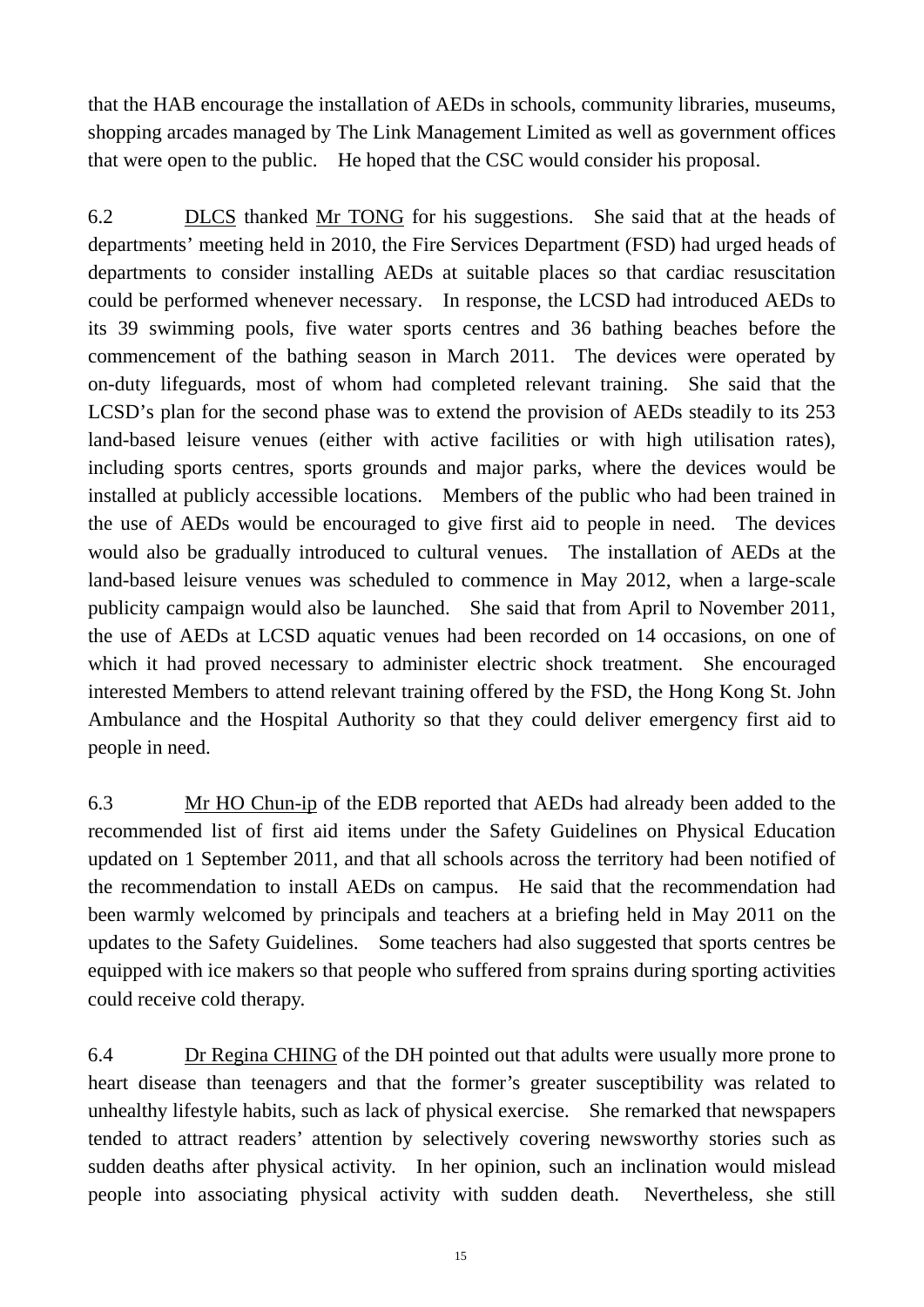that the HAB encourage the installation of AEDs in schools, community libraries, museums, shopping arcades managed by The Link Management Limited as well as government offices that were open to the public. He hoped that the CSC would consider his proposal.

6.2 DLCS thanked Mr TONG for his suggestions. She said that at the heads of departments' meeting held in 2010, the Fire Services Department (FSD) had urged heads of departments to consider installing AEDs at suitable places so that cardiac resuscitation could be performed whenever necessary. In response, the LCSD had introduced AEDs to its 39 swimming pools, five water sports centres and 36 bathing beaches before the commencement of the bathing season in March 2011. The devices were operated by on-duty lifeguards, most of whom had completed relevant training. She said that the LCSD's plan for the second phase was to extend the provision of AEDs steadily to its 253 land-based leisure venues (either with active facilities or with high utilisation rates), including sports centres, sports grounds and major parks, where the devices would be installed at publicly accessible locations. Members of the public who had been trained in the use of AEDs would be encouraged to give first aid to people in need. The devices would also be gradually introduced to cultural venues. The installation of AEDs at the land-based leisure venues was scheduled to commence in May 2012, when a large-scale publicity campaign would also be launched. She said that from April to November 2011, the use of AEDs at LCSD aquatic venues had been recorded on 14 occasions, on one of which it had proved necessary to administer electric shock treatment. She encouraged interested Members to attend relevant training offered by the FSD, the Hong Kong St. John Ambulance and the Hospital Authority so that they could deliver emergency first aid to people in need.

6.3 Mr HO Chun-ip of the EDB reported that AEDs had already been added to the recommended list of first aid items under the Safety Guidelines on Physical Education updated on 1 September 2011, and that all schools across the territory had been notified of the recommendation to install AEDs on campus. He said that the recommendation had been warmly welcomed by principals and teachers at a briefing held in May 2011 on the updates to the Safety Guidelines. Some teachers had also suggested that sports centres be equipped with ice makers so that people who suffered from sprains during sporting activities could receive cold therapy.

6.4 Dr Regina CHING of the DH pointed out that adults were usually more prone to heart disease than teenagers and that the former's greater susceptibility was related to unhealthy lifestyle habits, such as lack of physical exercise. She remarked that newspapers tended to attract readers' attention by selectively covering newsworthy stories such as sudden deaths after physical activity. In her opinion, such an inclination would mislead people into associating physical activity with sudden death. Nevertheless, she still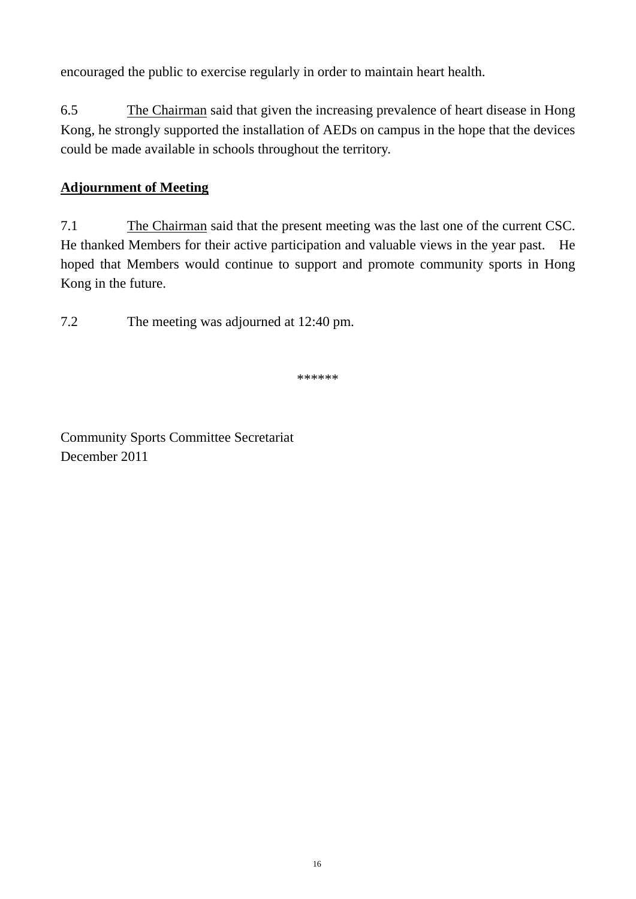encouraged the public to exercise regularly in order to maintain heart health.

6.5 The Chairman said that given the increasing prevalence of heart disease in Hong Kong, he strongly supported the installation of AEDs on campus in the hope that the devices could be made available in schools throughout the territory.

**Adjournment of Meeting**

7.1 The Chairman said that the present meeting was the last one of the current CSC. He thanked Members for their active participation and valuable views in the year past. He hoped that Members would continue to support and promote community sports in Hong Kong in the future.

7.2 The meeting was adjourned at 12:40 pm.

******

Community Sports Committee Secretariat
December 2011